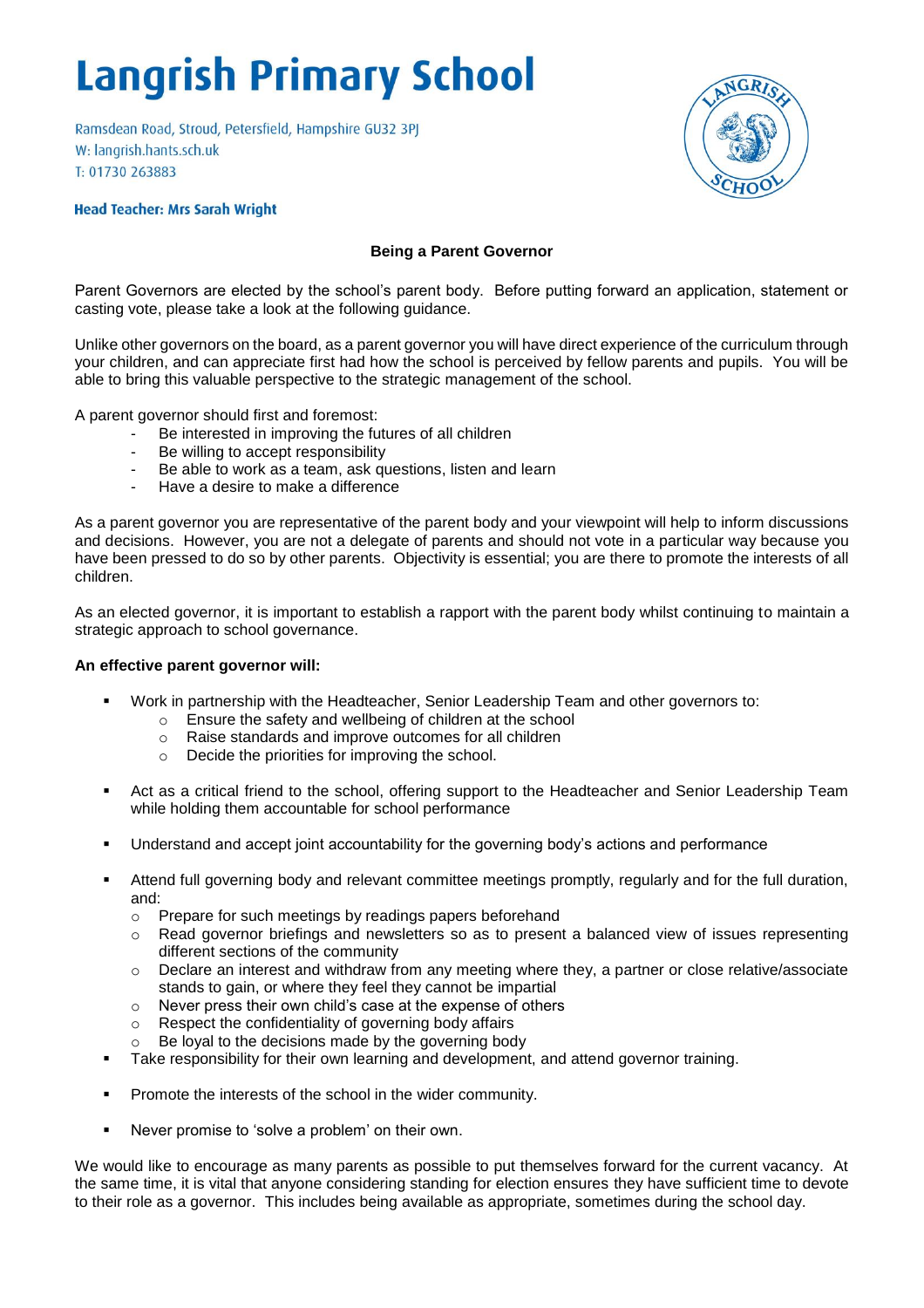# Langrish Primary School

Ramsdean Road, Stroud, Petersfield, Hampshire GU32 3PJ
W: langrish.hants.sch.uk
T: 01730 263883

**Head Teacher: Mrs Sarah Wright**

**Being a Parent Governor**

Parent Governors are elected by the school's parent body. Before putting forward an application, statement or casting vote, please take a look at the following guidance.

Unlike other governors on the board, as a parent governor you will have direct experience of the curriculum through your children, and can appreciate first had how the school is perceived by fellow parents and pupils. You will be able to bring this valuable perspective to the strategic management of the school.

A parent governor should first and foremost:

- Be interested in improving the futures of all children
- Be willing to accept responsibility
- Be able to work as a team, ask questions, listen and learn
- Have a desire to make a difference

As a parent governor you are representative of the parent body and your viewpoint will help to inform discussions and decisions. However, you are not a delegate of parents and should not vote in a particular way because you have been pressed to do so by other parents. Objectivity is essential; you are there to promote the interests of all children.

As an elected governor, it is important to establish a rapport with the parent body whilst continuing to maintain a strategic approach to school governance.

**An effective parent governor will:**

- Work in partnership with the Headteacher, Senior Leadership Team and other governors to:
  - Ensure the safety and wellbeing of children at the school
  - Raise standards and improve outcomes for all children
  - Decide the priorities for improving the school.
- Act as a critical friend to the school, offering support to the Headteacher and Senior Leadership Team while holding them accountable for school performance
- Understand and accept joint accountability for the governing body's actions and performance
- Attend full governing body and relevant committee meetings promptly, regularly and for the full duration, and:
  - Prepare for such meetings by readings papers beforehand
  - Read governor briefings and newsletters so as to present a balanced view of issues representing different sections of the community
  - Declare an interest and withdraw from any meeting where they, a partner or close relative/associate stands to gain, or where they feel they cannot be impartial
  - Never press their own child's case at the expense of others
  - Respect the confidentiality of governing body affairs
  - Be loyal to the decisions made by the governing body
- Take responsibility for their own learning and development, and attend governor training.
- Promote the interests of the school in the wider community.
- Never promise to 'solve a problem' on their own.

We would like to encourage as many parents as possible to put themselves forward for the current vacancy. At the same time, it is vital that anyone considering standing for election ensures they have sufficient time to devote to their role as a governor. This includes being available as appropriate, sometimes during the school day.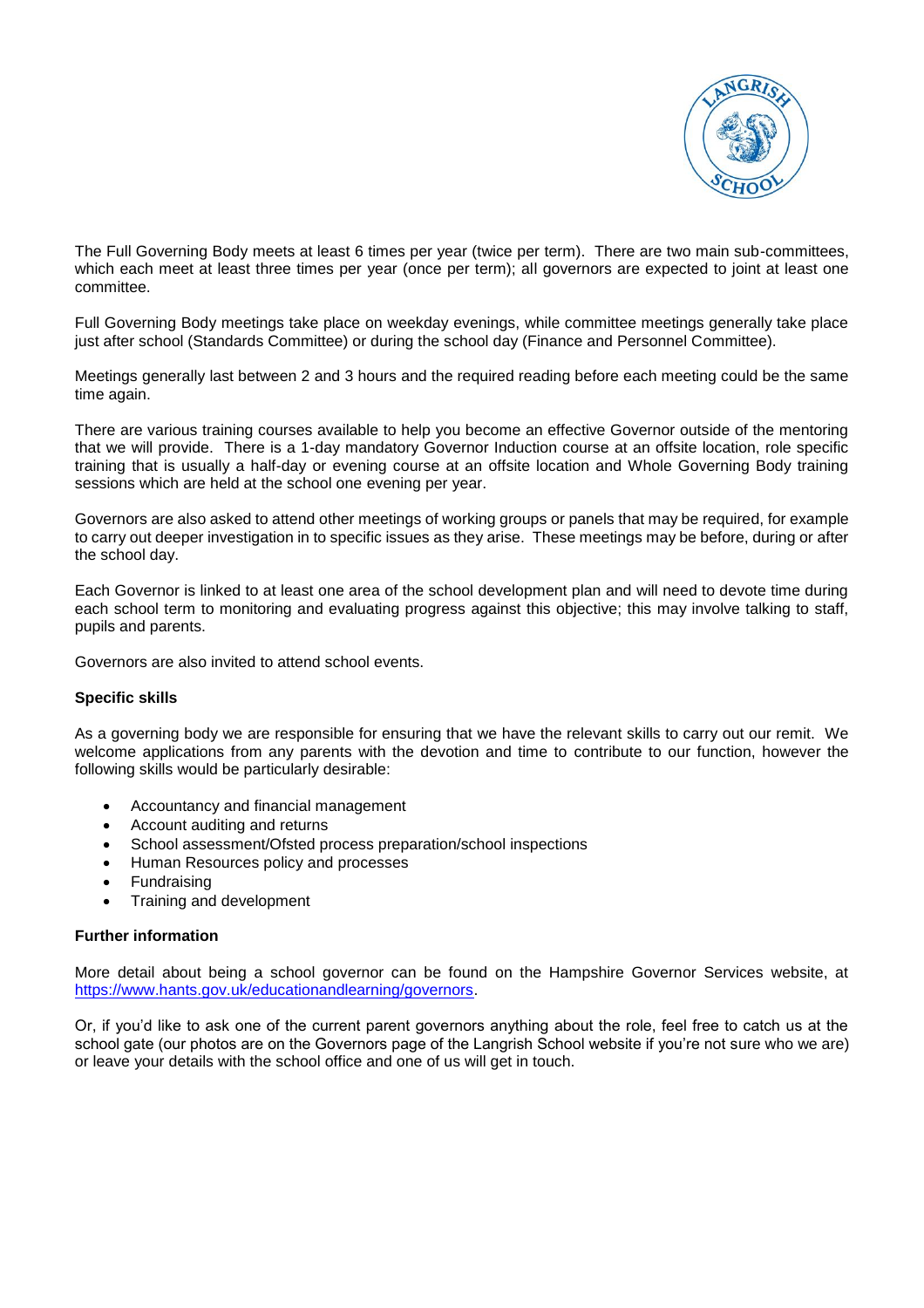The Full Governing Body meets at least 6 times per year (twice per term). There are two main sub-committees, which each meet at least three times per year (once per term); all governors are expected to joint at least one committee.

Full Governing Body meetings take place on weekday evenings, while committee meetings generally take place just after school (Standards Committee) or during the school day (Finance and Personnel Committee).

Meetings generally last between 2 and 3 hours and the required reading before each meeting could be the same time again.

There are various training courses available to help you become an effective Governor outside of the mentoring that we will provide. There is a 1-day mandatory Governor Induction course at an offsite location, role specific training that is usually a half-day or evening course at an offsite location and Whole Governing Body training sessions which are held at the school one evening per year.

Governors are also asked to attend other meetings of working groups or panels that may be required, for example to carry out deeper investigation in to specific issues as they arise. These meetings may be before, during or after the school day.

Each Governor is linked to at least one area of the school development plan and will need to devote time during each school term to monitoring and evaluating progress against this objective; this may involve talking to staff, pupils and parents.

Governors are also invited to attend school events.

**Specific skills**

As a governing body we are responsible for ensuring that we have the relevant skills to carry out our remit. We welcome applications from any parents with the devotion and time to contribute to our function, however the following skills would be particularly desirable:

- Accountancy and financial management
- Account auditing and returns
- School assessment/Ofsted process preparation/school inspections
- Human Resources policy and processes
- Fundraising
- Training and development

**Further information**

More detail about being a school governor can be found on the Hampshire Governor Services website, at https://www.hants.gov.uk/educationandlearning/governors.

Or, if you'd like to ask one of the current parent governors anything about the role, feel free to catch us at the school gate (our photos are on the Governors page of the Langrish School website if you're not sure who we are) or leave your details with the school office and one of us will get in touch.